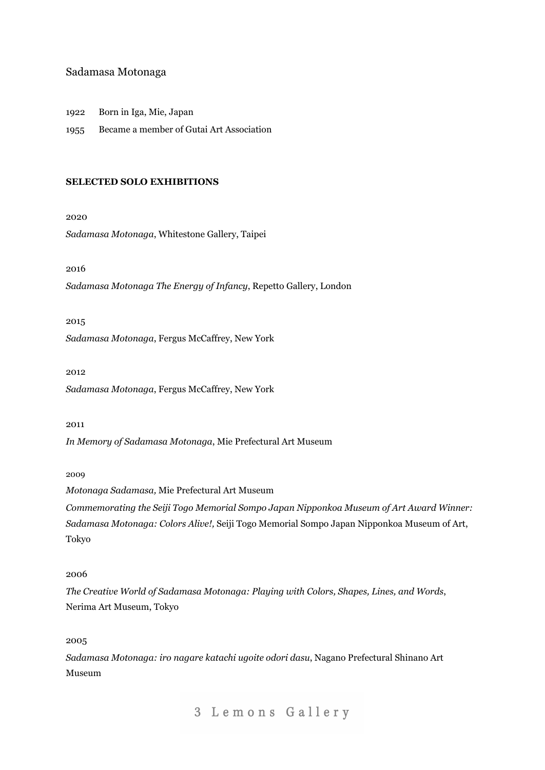Sadamasa Motonaga

1922 Born in Iga, Mie, Japan

1955 Became a member of Gutai Art Association

**SELECTED SOLO EXHIBITIONS**

2020

*Sadamasa Motonaga*, Whitestone Gallery, Taipei

2016

*Sadamasa Motonaga The Energy of Infancy*, Repetto Gallery, London

2015

*Sadamasa Motonaga*, Fergus McCaffrey, New York

2012

*Sadamasa Motonaga*, Fergus McCaffrey, New York

2011

*In Memory of Sadamasa Motonaga*, Mie Prefectural Art Museum

2009

*Motonaga Sadamasa,* Mie Prefectural Art Museum

*Commemorating the Seiji Togo Memorial Sompo Japan Nipponkoa Museum of Art Award Winner: Sadamasa Motonaga: Colors Alive!,* Seiji Togo Memorial Sompo Japan Nipponkoa Museum of Art, Tokyo

2006

*The Creative World of Sadamasa Motonaga: Playing with Colors, Shapes, Lines, and Words*, Nerima Art Museum, Tokyo

2005

*Sadamasa Motonaga: iro nagare katachi ugoite odori dasu*, Nagano Prefectural Shinano Art Museum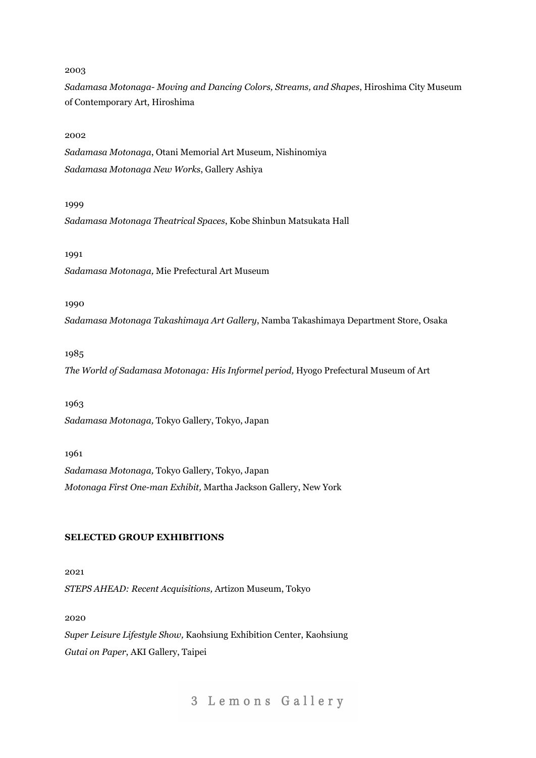2003

*Sadamasa Motonaga- Moving and Dancing Colors, Streams, and Shapes*, Hiroshima City Museum of Contemporary Art, Hiroshima

2002

*Sadamasa Motonaga*, Otani Memorial Art Museum, Nishinomiya

*Sadamasa Motonaga New Works*, Gallery Ashiya

1999

*Sadamasa Motonaga Theatrical Spaces*, Kobe Shinbun Matsukata Hall

1991

*Sadamasa Motonaga,* Mie Prefectural Art Museum

1990

*Sadamasa Motonaga Takashimaya Art Gallery*, Namba Takashimaya Department Store, Osaka

1985

*The World of Sadamasa Motonaga: His Informel period,* Hyogo Prefectural Museum of Art

1963

*Sadamasa Motonaga,* Tokyo Gallery, Tokyo, Japan

1961

*Sadamasa Motonaga,* Tokyo Gallery, Tokyo, Japan

*Motonaga First One-man Exhibit,* Martha Jackson Gallery, New York

**SELECTED GROUP EXHIBITIONS**

2021

*STEPS AHEAD: Recent Acquisitions,* Artizon Museum, Tokyo

2020

*Super Leisure Lifestyle Show,* Kaohsiung Exhibition Center, Kaohsiung

*Gutai on Paper*, AKI Gallery, Taipei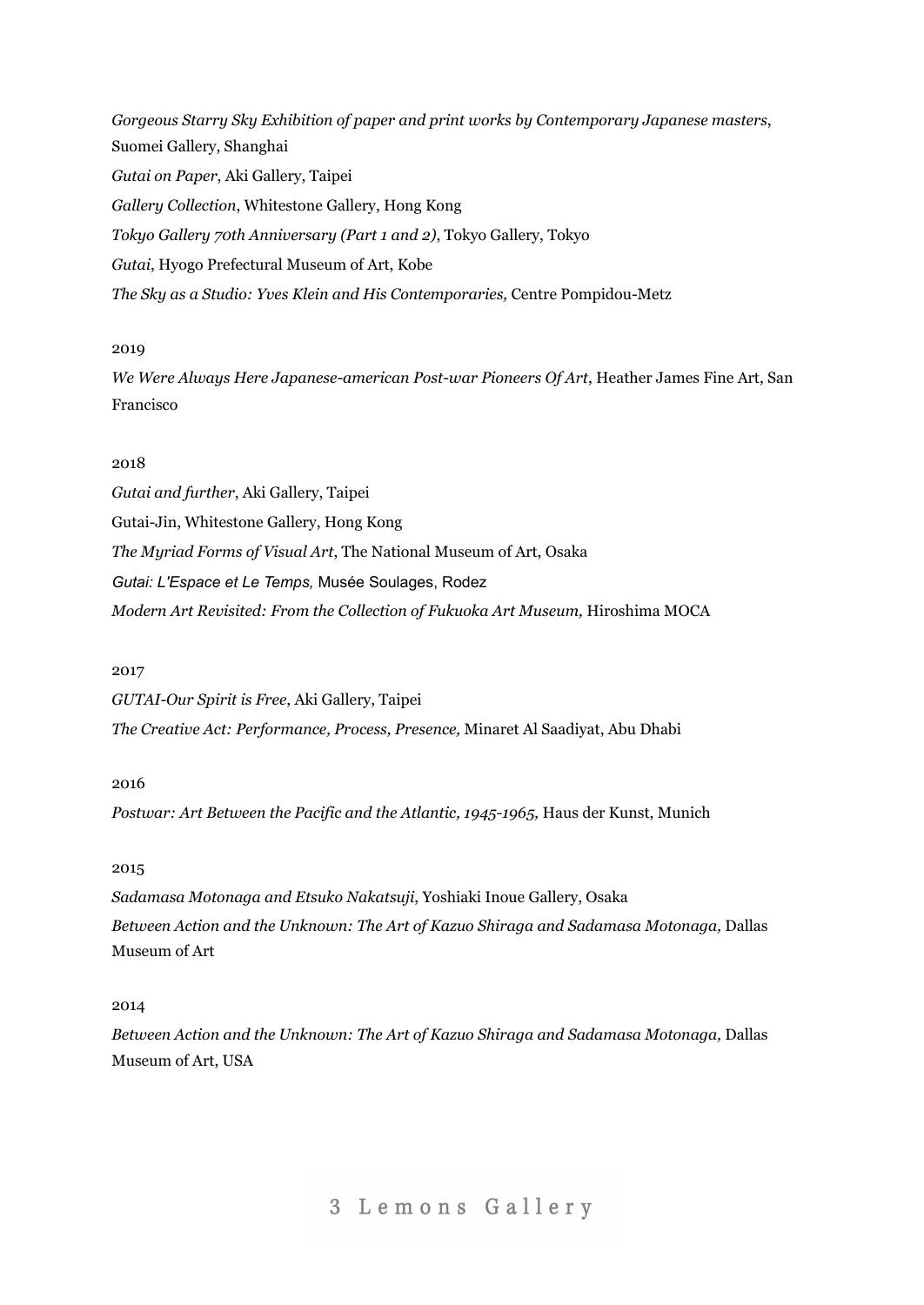*Gorgeous Starry Sky Exhibition of paper and print works by Contemporary Japanese masters*, Suomei Gallery, Shanghai

*Gutai on Paper*, Aki Gallery, Taipei

*Gallery Collection*, Whitestone Gallery, Hong Kong

*Tokyo Gallery 70th Anniversary (Part 1 and 2)*, Tokyo Gallery, Tokyo

*Gutai*, Hyogo Prefectural Museum of Art, Kobe

*The Sky as a Studio: Yves Klein and His Contemporaries,* Centre Pompidou-Metz

2019

*We Were Always Here Japanese-american Post-war Pioneers Of Art*, Heather James Fine Art, San Francisco

2018

*Gutai and further*, Aki Gallery, Taipei

Gutai-Jin, Whitestone Gallery, Hong Kong

*The Myriad Forms of Visual Art*, The National Museum of Art, Osaka

*Gutai: L'Espace et Le Temps,* Musée Soulages, Rodez

*Modern Art Revisited: From the Collection of Fukuoka Art Museum,* Hiroshima MOCA

2017

*GUTAI-Our Spirit is Free*, Aki Gallery, Taipei

*The Creative Act: Performance, Process, Presence,* Minaret Al Saadiyat, Abu Dhabi

2016

*Postwar: Art Between the Pacific and the Atlantic, 1945-1965,* Haus der Kunst, Munich

2015

*Sadamasa Motonaga and Etsuko Nakatsuji*, Yoshiaki Inoue Gallery, Osaka

*Between Action and the Unknown: The Art of Kazuo Shiraga and Sadamasa Motonaga,* Dallas Museum of Art

2014

*Between Action and the Unknown: The Art of Kazuo Shiraga and Sadamasa Motonaga,* Dallas Museum of Art, USA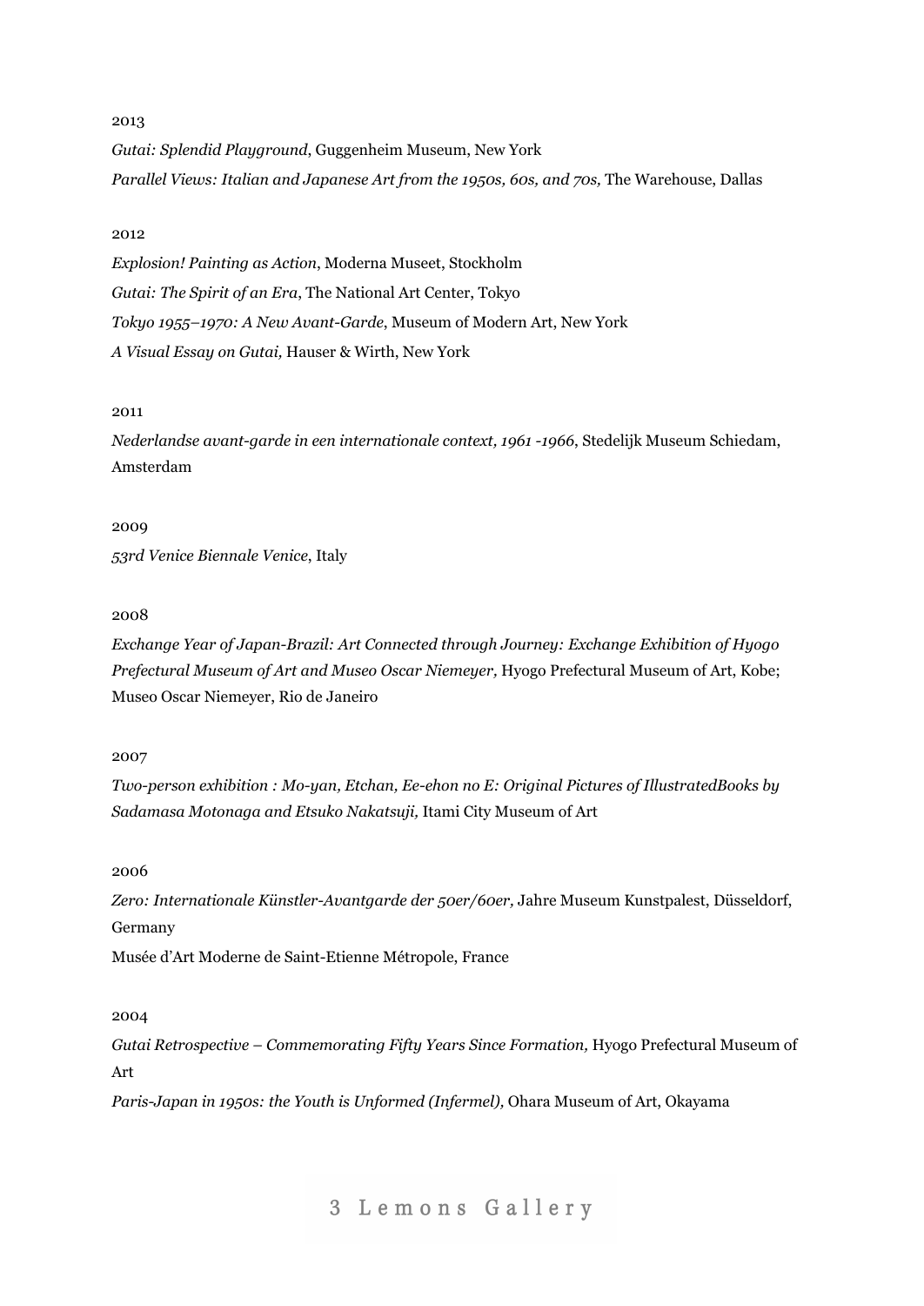2013

*Gutai: Splendid Playground*, Guggenheim Museum, New York

*Parallel Views: Italian and Japanese Art from the 1950s, 60s, and 70s,* The Warehouse, Dallas

2012

*Explosion! Painting as Action*, Moderna Museet, Stockholm

*Gutai: The Spirit of an Era*, The National Art Center, Tokyo

*Tokyo 1955–1970: A New Avant-Garde*, Museum of Modern Art, New York

*A Visual Essay on Gutai,* Hauser & Wirth, New York

2011

*Nederlandse avant-garde in een internationale context, 1961 -1966*, Stedelijk Museum Schiedam, Amsterdam

2009

*53rd Venice Biennale Venice*, Italy

2008

*Exchange Year of Japan-Brazil: Art Connected through Journey: Exchange Exhibition of Hyogo Prefectural Museum of Art and Museo Oscar Niemeyer,* Hyogo Prefectural Museum of Art, Kobe; Museo Oscar Niemeyer, Rio de Janeiro

2007

*Two-person exhibition : Mo-yan, Etchan, Ee-ehon no E: Original Pictures of IllustratedBooks by Sadamasa Motonaga and Etsuko Nakatsuji,* Itami City Museum of Art

2006

*Zero: Internationale Künstler-Avantgarde der 50er/60er,* Jahre Museum Kunstpalest, Düsseldorf, Germany

Musée d'Art Moderne de Saint-Etienne Métropole, France

2004

*Gutai Retrospective – Commemorating Fifty Years Since Formation,* Hyogo Prefectural Museum of Art

*Paris-Japan in 1950s: the Youth is Unformed (Infermel),* Ohara Museum of Art, Okayama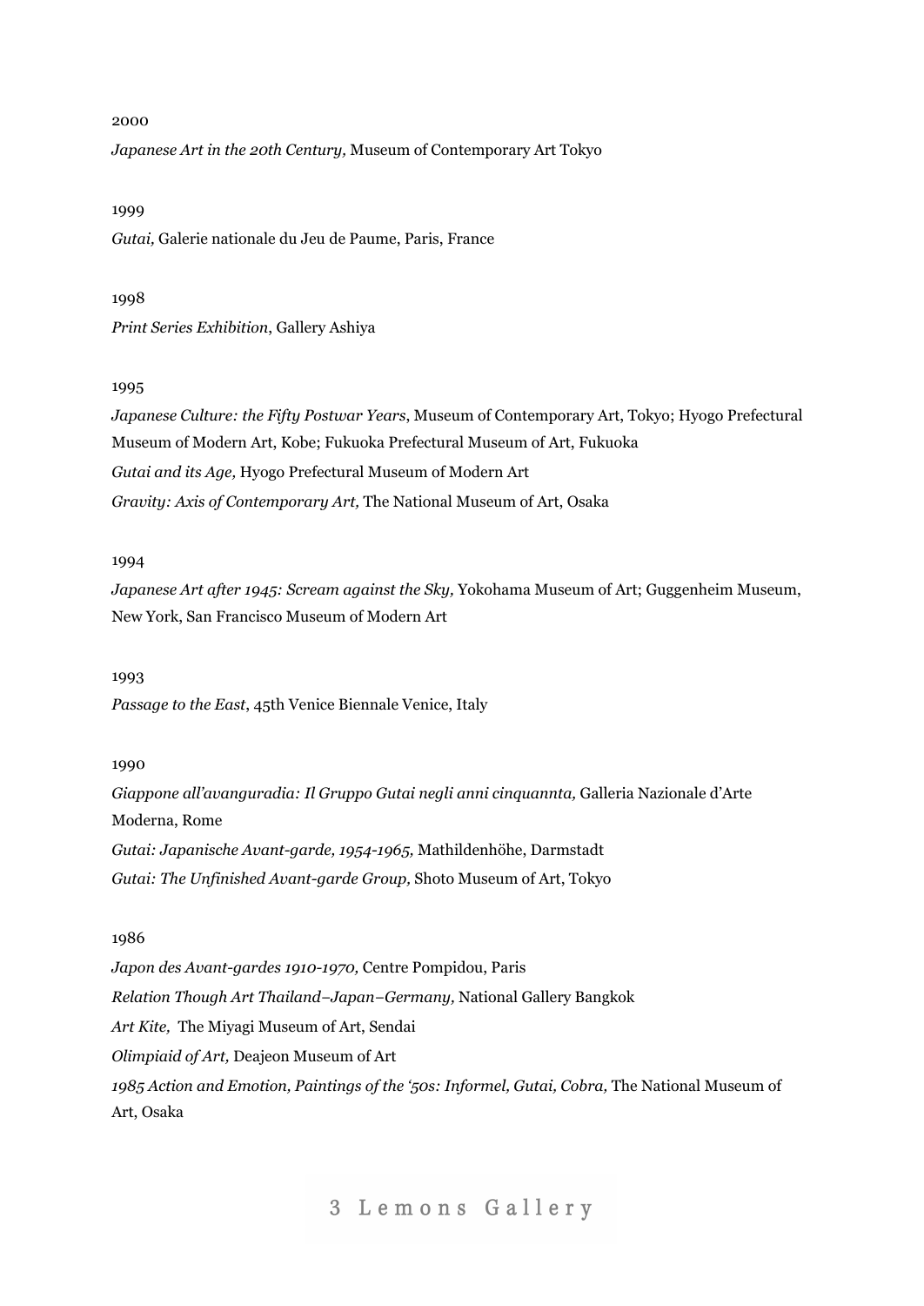2000

*Japanese Art in the 20th Century,* Museum of Contemporary Art Tokyo

1999

*Gutai,* Galerie nationale du Jeu de Paume, Paris, France

1998

*Print Series Exhibition*, Gallery Ashiya

1995

*Japanese Culture: the Fifty Postwar Years*, Museum of Contemporary Art, Tokyo; Hyogo Prefectural Museum of Modern Art, Kobe; Fukuoka Prefectural Museum of Art, Fukuoka

*Gutai and its Age,* Hyogo Prefectural Museum of Modern Art

*Gravity: Axis of Contemporary Art,* The National Museum of Art, Osaka

1994

*Japanese Art after 1945: Scream against the Sky,* Yokohama Museum of Art; Guggenheim Museum, New York, San Francisco Museum of Modern Art

1993

*Passage to the East*, 45th Venice Biennale Venice, Italy

1990

*Giappone all'avanguradia: Il Gruppo Gutai negli anni cinquannta,* Galleria Nazionale d'Arte Moderna, Rome

*Gutai: Japanische Avant-garde, 1954-1965,* Mathildenhöhe, Darmstadt

*Gutai: The Unfinished Avant-garde Group,* Shoto Museum of Art, Tokyo

1986

*Japon des Avant-gardes 1910-1970,* Centre Pompidou, Paris

*Relation Though Art Thailand–Japan–Germany,* National Gallery Bangkok

*Art Kite,* The Miyagi Museum of Art, Sendai

*Olimpiaid of Art,* Deajeon Museum of Art

*1985 Action and Emotion, Paintings of the '50s: Informel, Gutai, Cobra,* The National Museum of Art, Osaka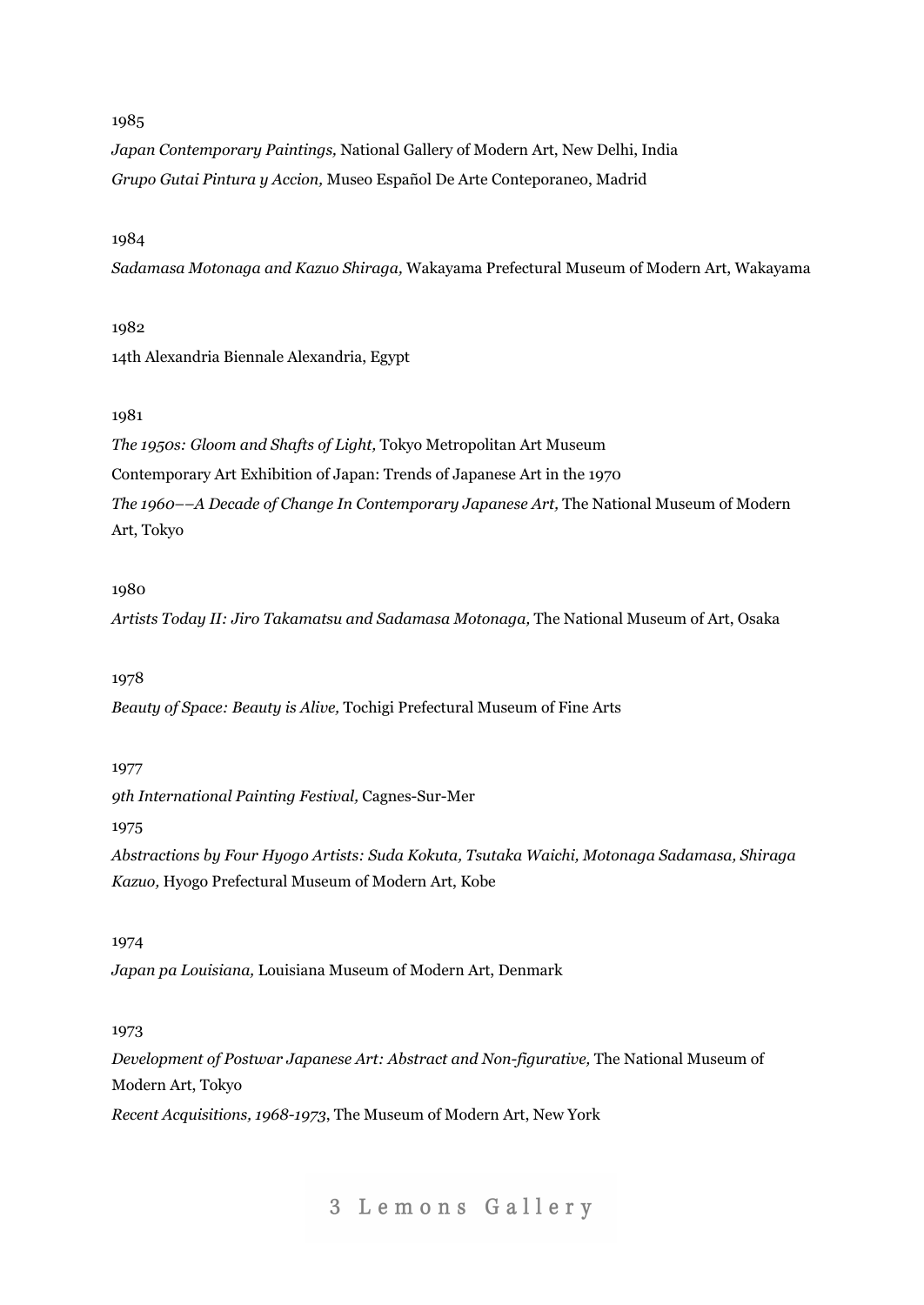1985

*Japan Contemporary Paintings,* National Gallery of Modern Art, New Delhi, India

*Grupo Gutai Pintura y Accion,* Museo Español De Arte Conteporaneo, Madrid

1984

*Sadamasa Motonaga and Kazuo Shiraga,* Wakayama Prefectural Museum of Modern Art, Wakayama

1982

14th Alexandria Biennale Alexandria, Egypt

1981

*The 1950s: Gloom and Shafts of Light,* Tokyo Metropolitan Art Museum

Contemporary Art Exhibition of Japan: Trends of Japanese Art in the 1970

*The 1960––A Decade of Change In Contemporary Japanese Art,* The National Museum of Modern Art, Tokyo

1980

*Artists Today II: Jiro Takamatsu and Sadamasa Motonaga,* The National Museum of Art, Osaka

1978

*Beauty of Space: Beauty is Alive,* Tochigi Prefectural Museum of Fine Arts

1977

*9th International Painting Festival,* Cagnes-Sur-Mer

1975

*Abstractions by Four Hyogo Artists: Suda Kokuta, Tsutaka Waichi, Motonaga Sadamasa, Shiraga Kazuo,* Hyogo Prefectural Museum of Modern Art, Kobe

1974

*Japan pa Louisiana,* Louisiana Museum of Modern Art, Denmark

1973

*Development of Postwar Japanese Art: Abstract and Non-figurative,* The National Museum of Modern Art, Tokyo

*Recent Acquisitions, 1968-1973*, The Museum of Modern Art, New York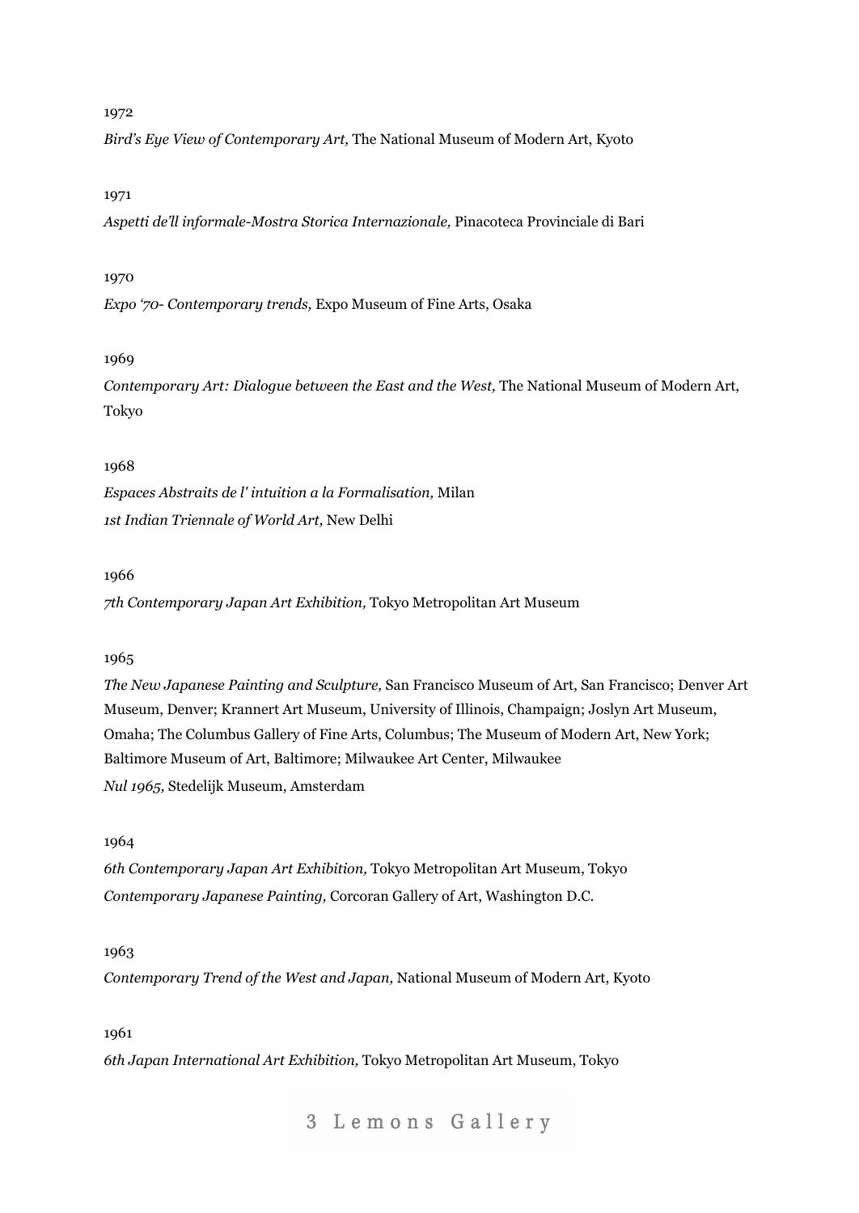1972

*Bird's Eye View of Contemporary Art,* The National Museum of Modern Art, Kyoto

1971

*Aspetti de'll informale-Mostra Storica Internazionale,* Pinacoteca Provinciale di Bari

1970

*Expo '70- Contemporary trends,* Expo Museum of Fine Arts, Osaka

1969

*Contemporary Art: Dialogue between the East and the West,* The National Museum of Modern Art, Tokyo

1968

*Espaces Abstraits de l' intuition a la Formalisation,* Milan
*1st Indian Triennale of World Art,* New Delhi

1966

*7th Contemporary Japan Art Exhibition,* Tokyo Metropolitan Art Museum

1965

*The New Japanese Painting and Sculpture,* San Francisco Museum of Art, San Francisco; Denver Art Museum, Denver; Krannert Art Museum, University of Illinois, Champaign; Joslyn Art Museum, Omaha; The Columbus Gallery of Fine Arts, Columbus; The Museum of Modern Art, New York; Baltimore Museum of Art, Baltimore; Milwaukee Art Center, Milwaukee
*Nul 1965,* Stedelijk Museum, Amsterdam

1964

*6th Contemporary Japan Art Exhibition,* Tokyo Metropolitan Art Museum, Tokyo
*Contemporary Japanese Painting,* Corcoran Gallery of Art, Washington D.C.

1963

*Contemporary Trend of the West and Japan,* National Museum of Modern Art, Kyoto

1961

*6th Japan International Art Exhibition,* Tokyo Metropolitan Art Museum, Tokyo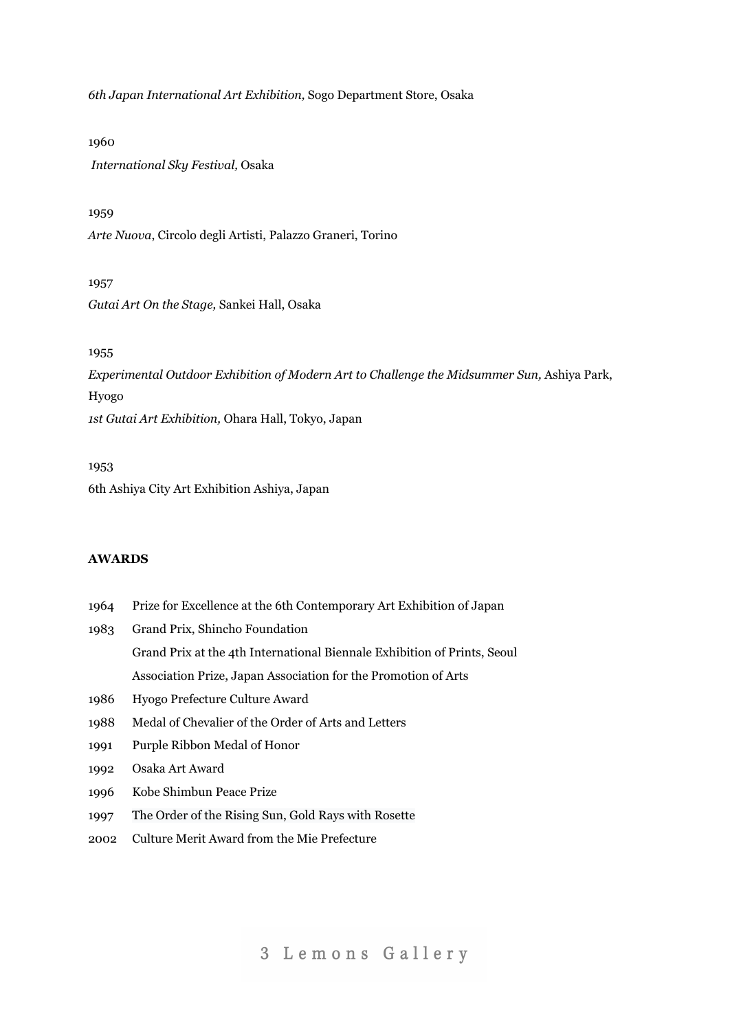*6th Japan International Art Exhibition,* Sogo Department Store, Osaka

1960

*International Sky Festival,* Osaka

1959

*Arte Nuova*, Circolo degli Artisti, Palazzo Graneri, Torino

1957

*Gutai Art On the Stage,* Sankei Hall, Osaka

1955

*Experimental Outdoor Exhibition of Modern Art to Challenge the Midsummer Sun,* Ashiya Park, Hyogo

*1st Gutai Art Exhibition,* Ohara Hall, Tokyo, Japan

1953

6th Ashiya City Art Exhibition Ashiya, Japan

**AWARDS**

1964 Prize for Excellence at the 6th Contemporary Art Exhibition of Japan

1983 Grand Prix, Shincho Foundation

Grand Prix at the 4th International Biennale Exhibition of Prints, Seoul

Association Prize, Japan Association for the Promotion of Arts

1986 Hyogo Prefecture Culture Award

1988 Medal of Chevalier of the Order of Arts and Letters

1991 Purple Ribbon Medal of Honor

1992 Osaka Art Award

1996 Kobe Shimbun Peace Prize

1997 The Order of the Rising Sun, Gold Rays with Rosette

2002 Culture Merit Award from the Mie Prefecture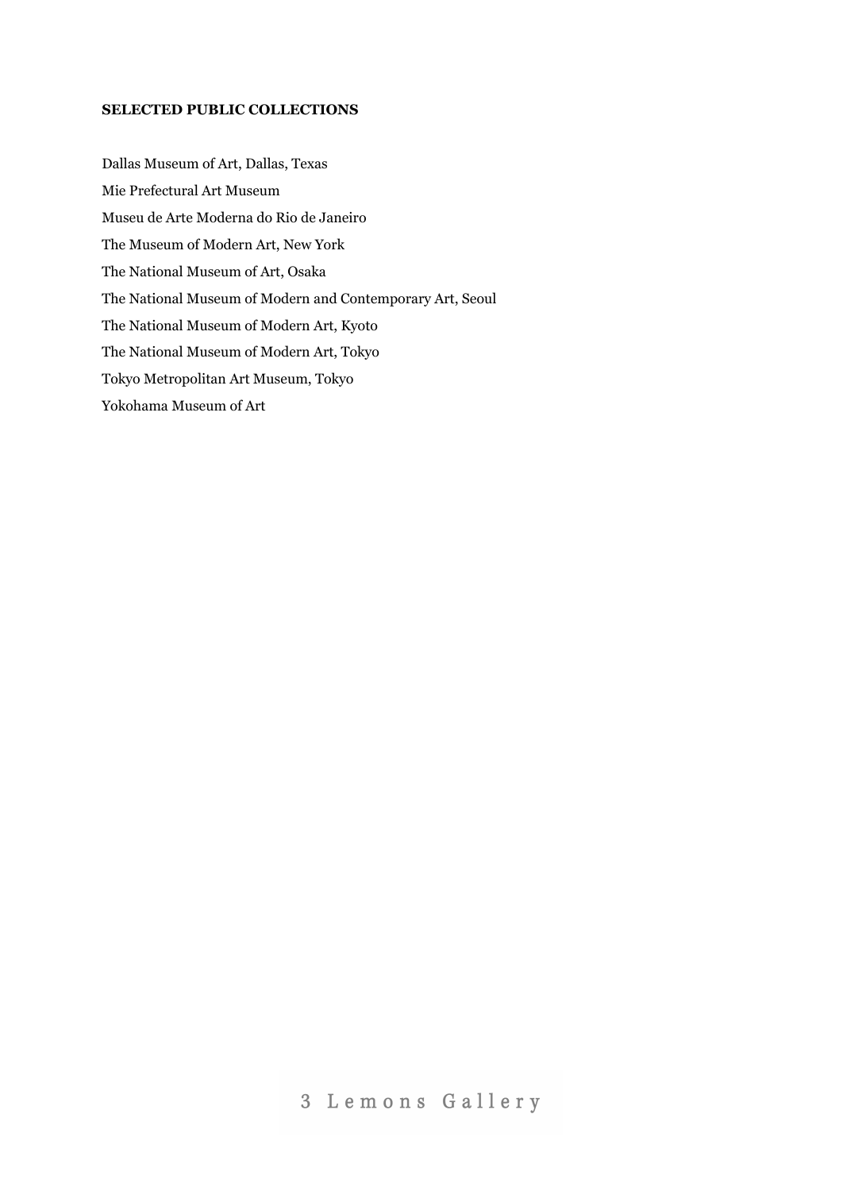**SELECTED PUBLIC COLLECTIONS**

Dallas Museum of Art, Dallas, Texas

Mie Prefectural Art Museum

Museu de Arte Moderna do Rio de Janeiro

The Museum of Modern Art, New York

The National Museum of Art, Osaka

The National Museum of Modern and Contemporary Art, Seoul

The National Museum of Modern Art, Kyoto

The National Museum of Modern Art, Tokyo

Tokyo Metropolitan Art Museum, Tokyo

Yokohama Museum of Art